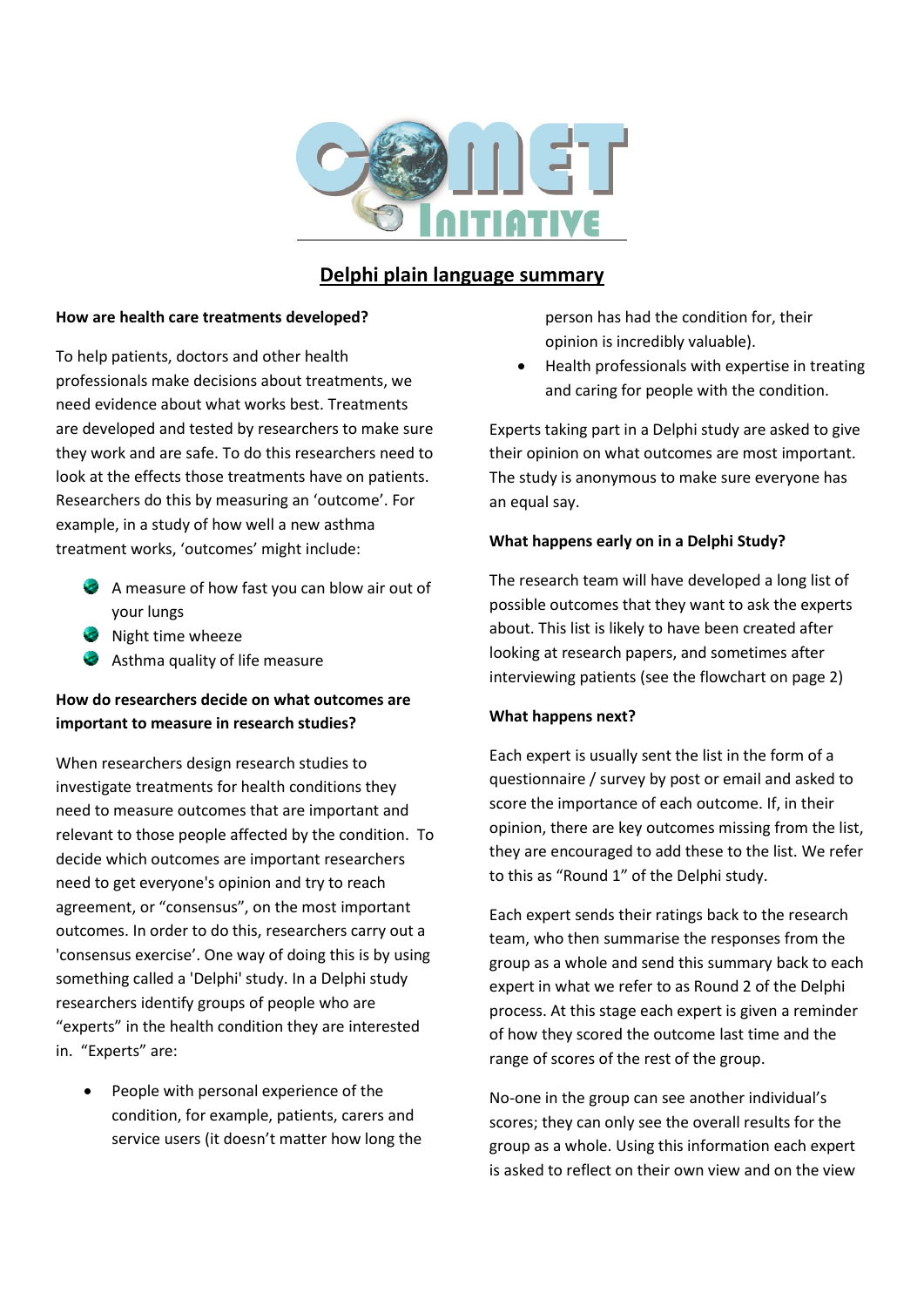# Delphi plain language summary

**How are health care treatments developed?**

To help patients, doctors and other health professionals make decisions about treatments, we need evidence about what works best. Treatments are developed and tested by researchers to make sure they work and are safe. To do this researchers need to look at the effects those treatments have on patients. Researchers do this by measuring an 'outcome'. For example, in a study of how well a new asthma treatment works, 'outcomes' might include:

- A measure of how fast you can blow air out of your lungs
- Night time wheeze
- Asthma quality of life measure

**How do researchers decide on what outcomes are important to measure in research studies?**

When researchers design research studies to investigate treatments for health conditions they need to measure outcomes that are important and relevant to those people affected by the condition. To decide which outcomes are important researchers need to get everyone's opinion and try to reach agreement, or "consensus", on the most important outcomes. In order to do this, researchers carry out a 'consensus exercise'. One way of doing this is by using something called a 'Delphi' study. In a Delphi study researchers identify groups of people who are "experts" in the health condition they are interested in. "Experts" are:

- People with personal experience of the condition, for example, patients, carers and service users (it doesn't matter how long the person has had the condition for, their opinion is incredibly valuable).
- Health professionals with expertise in treating and caring for people with the condition.

Experts taking part in a Delphi study are asked to give their opinion on what outcomes are most important. The study is anonymous to make sure everyone has an equal say.

**What happens early on in a Delphi Study?**

The research team will have developed a long list of possible outcomes that they want to ask the experts about. This list is likely to have been created after looking at research papers, and sometimes after interviewing patients (see the flowchart on page 2)

**What happens next?**

Each expert is usually sent the list in the form of a questionnaire / survey by post or email and asked to score the importance of each outcome. If, in their opinion, there are key outcomes missing from the list, they are encouraged to add these to the list. We refer to this as "Round 1" of the Delphi study.

Each expert sends their ratings back to the research team, who then summarise the responses from the group as a whole and send this summary back to each expert in what we refer to as Round 2 of the Delphi process. At this stage each expert is given a reminder of how they scored the outcome last time and the range of scores of the rest of the group.

No-one in the group can see another individual's scores; they can only see the overall results for the group as a whole. Using this information each expert is asked to reflect on their own view and on the view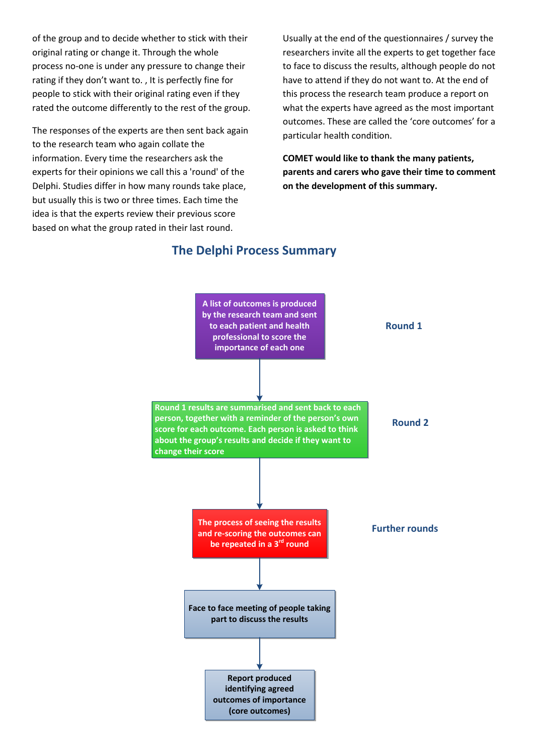of the group and to decide whether to stick with their original rating or change it. Through the whole process no-one is under any pressure to change their rating if they don't want to. , It is perfectly fine for people to stick with their original rating even if they rated the outcome differently to the rest of the group.

The responses of the experts are then sent back again to the research team who again collate the information. Every time the researchers ask the experts for their opinions we call this a 'round' of the Delphi. Studies differ in how many rounds take place, but usually this is two or three times. Each time the idea is that the experts review their previous score based on what the group rated in their last round.

Usually at the end of the questionnaires / survey the researchers invite all the experts to get together face to face to discuss the results, although people do not have to attend if they do not want to. At the end of this process the research team produce a report on what the experts have agreed as the most important outcomes. These are called the 'core outcomes' for a particular health condition.

**COMET would like to thank the many patients, parents and carers who gave their time to comment on the development of this summary.**

## The Delphi Process Summary

**Round 1**

**A list of outcomes is produced by the research team and sent to each patient and health professional to score the importance of each one**

**Round 2**

**Round 1 results are summarised and sent back to each person, together with a reminder of the person's own score for each outcome. Each person is asked to think about the group's results and decide if they want to change their score**

**Further rounds**

**The process of seeing the results and re-scoring the outcomes can be repeated in a 3rd round**

**Face to face meeting of people taking part to discuss the results**

**Report produced identifying agreed outcomes of importance (core outcomes)**